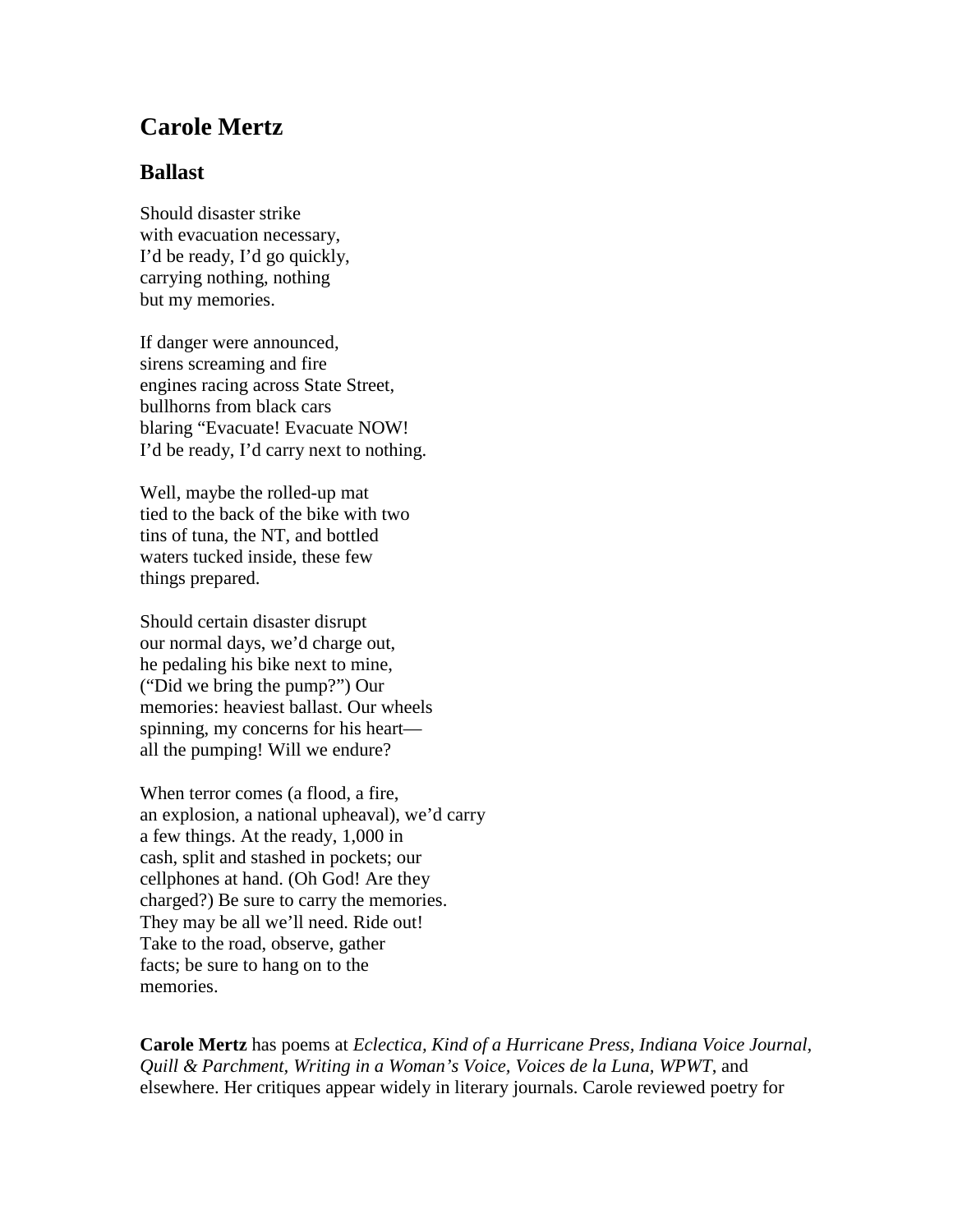# Carole Mertz

## Ballast

Should disaster strike  
with evacuation necessary,  
I'd be ready, I'd go quickly,  
carrying nothing, nothing  
but my memories.

If danger were announced,  
sirens screaming and fire  
engines racing across State Street,  
bullhorns from black cars  
blaring "Evacuate! Evacuate NOW!  
I'd be ready, I'd carry next to nothing.

Well, maybe the rolled-up mat  
tied to the back of the bike with two  
tins of tuna, the NT, and bottled  
waters tucked inside, these few  
things prepared.

Should certain disaster disrupt  
our normal days, we'd charge out,  
he pedaling his bike next to mine,  
("Did we bring the pump?") Our  
memories: heaviest ballast. Our wheels  
spinning, my concerns for his heart—  
all the pumping! Will we endure?

When terror comes (a flood, a fire,  
an explosion, a national upheaval), we'd carry  
a few things. At the ready, 1,000 in  
cash, split and stashed in pockets; our  
cellphones at hand. (Oh God! Are they  
charged?) Be sure to carry the memories.  
They may be all we'll need. Ride out!  
Take to the road, observe, gather  
facts; be sure to hang on to the  
memories.

**Carole Mertz** has poems at *Eclectica, Kind of a Hurricane Press, Indiana Voice Journal, Quill & Parchment, Writing in a Woman's Voice, Voices de la Luna, WPWT*, and elsewhere. Her critiques appear widely in literary journals. Carole reviewed poetry for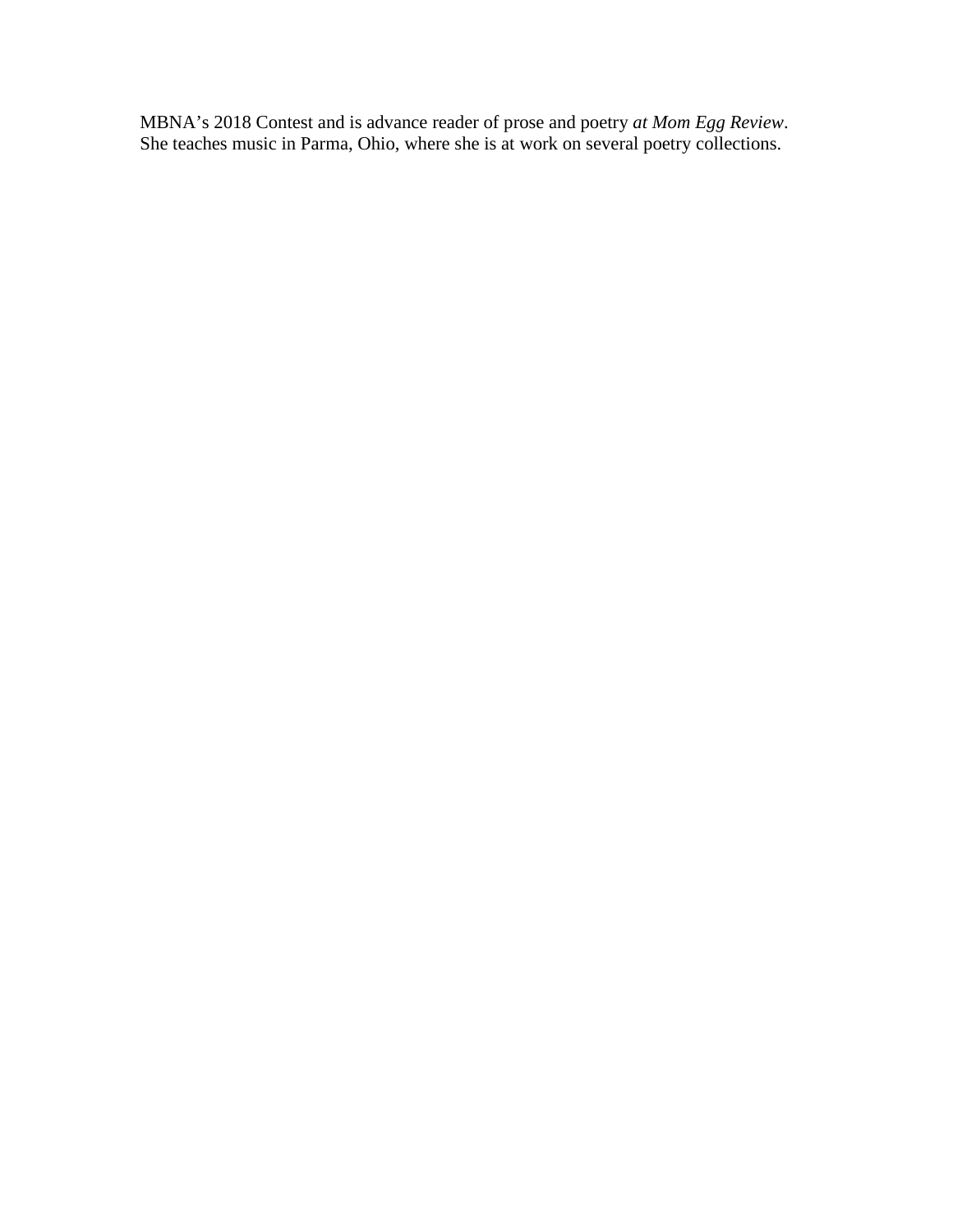MBNA’s 2018 Contest and is advance reader of prose and poetry *at Mom Egg Review*. She teaches music in Parma, Ohio, where she is at work on several poetry collections.